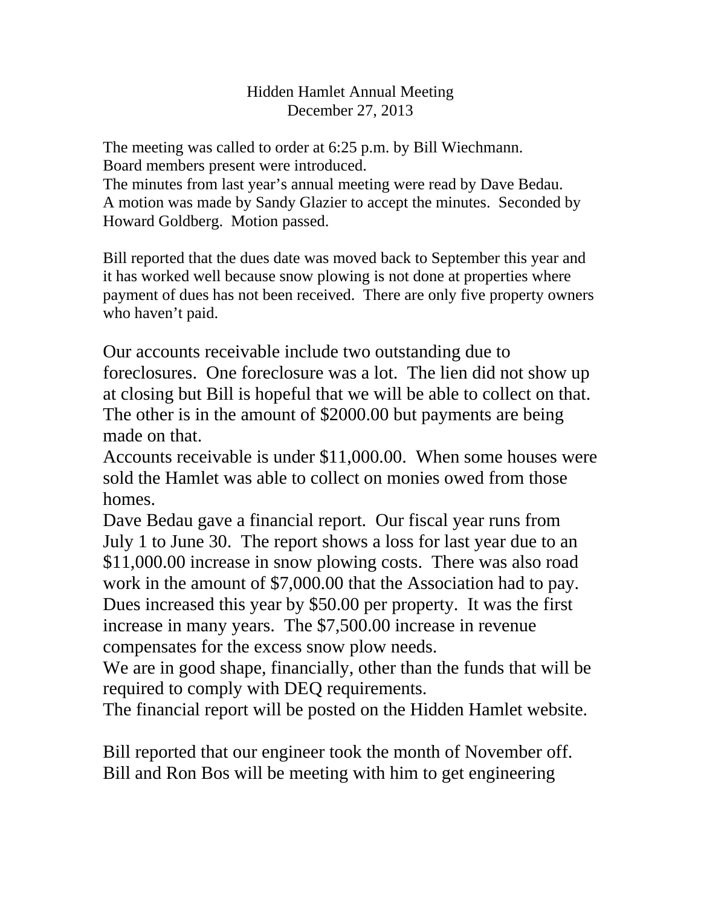# Hidden Hamlet Annual Meeting
## December 27, 2013

The meeting was called to order at 6:25 p.m. by Bill Wiechmann.
Board members present were introduced.
The minutes from last year's annual meeting were read by Dave Bedau.
A motion was made by Sandy Glazier to accept the minutes. Seconded by Howard Goldberg. Motion passed.

Bill reported that the dues date was moved back to September this year and it has worked well because snow plowing is not done at properties where payment of dues has not been received. There are only five property owners who haven't paid.

Our accounts receivable include two outstanding due to foreclosures. One foreclosure was a lot. The lien did not show up at closing but Bill is hopeful that we will be able to collect on that. The other is in the amount of $2000.00 but payments are being made on that.
Accounts receivable is under $11,000.00. When some houses were sold the Hamlet was able to collect on monies owed from those homes.
Dave Bedau gave a financial report. Our fiscal year runs from July 1 to June 30. The report shows a loss for last year due to an $11,000.00 increase in snow plowing costs. There was also road work in the amount of $7,000.00 that the Association had to pay. Dues increased this year by $50.00 per property. It was the first increase in many years. The $7,500.00 increase in revenue compensates for the excess snow plow needs.
We are in good shape, financially, other than the funds that will be required to comply with DEQ requirements.
The financial report will be posted on the Hidden Hamlet website.

Bill reported that our engineer took the month of November off. Bill and Ron Bos will be meeting with him to get engineering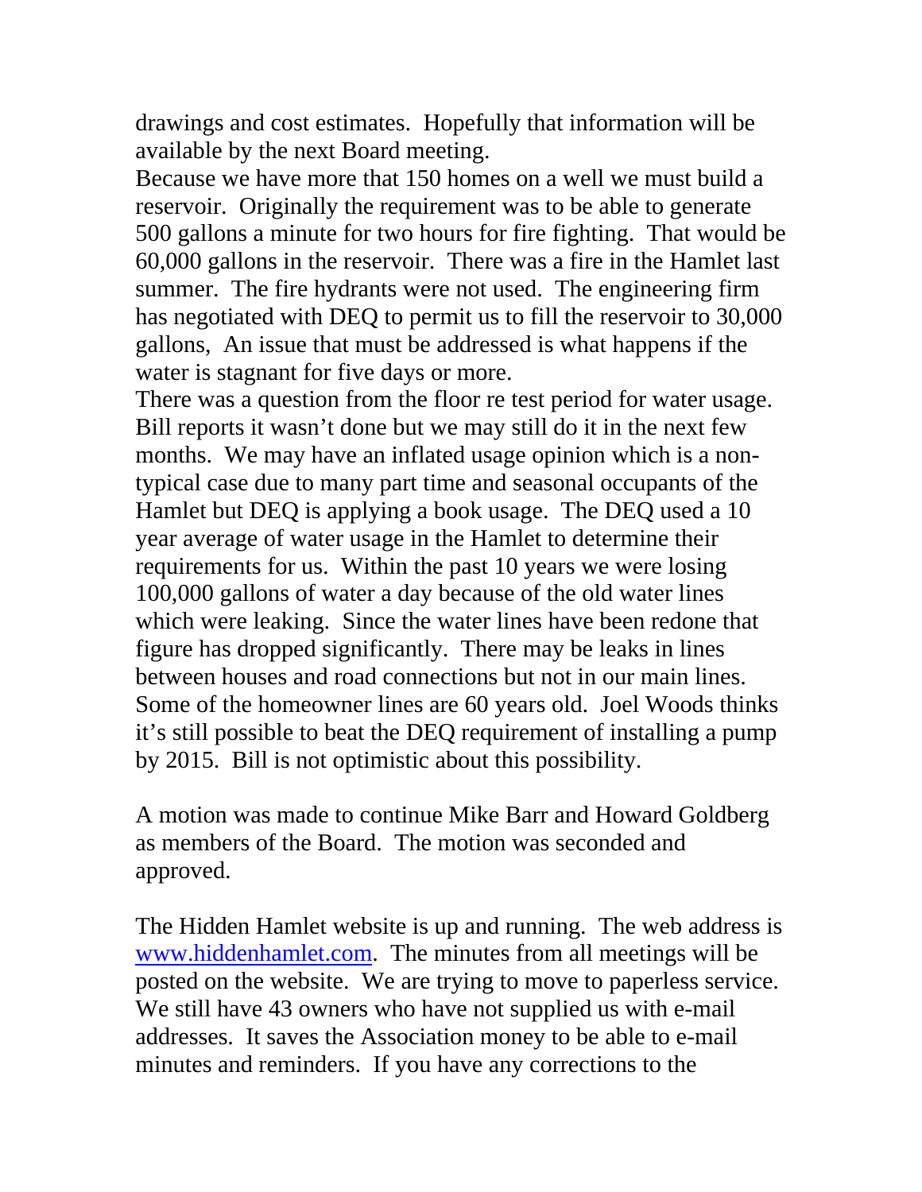drawings and cost estimates. Hopefully that information will be available by the next Board meeting.

Because we have more that 150 homes on a well we must build a reservoir. Originally the requirement was to be able to generate 500 gallons a minute for two hours for fire fighting. That would be 60,000 gallons in the reservoir. There was a fire in the Hamlet last summer. The fire hydrants were not used. The engineering firm has negotiated with DEQ to permit us to fill the reservoir to 30,000 gallons, An issue that must be addressed is what happens if the water is stagnant for five days or more.

There was a question from the floor re test period for water usage. Bill reports it wasn't done but we may still do it in the next few months. We may have an inflated usage opinion which is a non-typical case due to many part time and seasonal occupants of the Hamlet but DEQ is applying a book usage. The DEQ used a 10 year average of water usage in the Hamlet to determine their requirements for us. Within the past 10 years we were losing 100,000 gallons of water a day because of the old water lines which were leaking. Since the water lines have been redone that figure has dropped significantly. There may be leaks in lines between houses and road connections but not in our main lines. Some of the homeowner lines are 60 years old. Joel Woods thinks it's still possible to beat the DEQ requirement of installing a pump by 2015. Bill is not optimistic about this possibility.

A motion was made to continue Mike Barr and Howard Goldberg as members of the Board. The motion was seconded and approved.

The Hidden Hamlet website is up and running. The web address is [www.hiddenhamlet.com](http://www.hiddenhamlet.com). The minutes from all meetings will be posted on the website. We are trying to move to paperless service. We still have 43 owners who have not supplied us with e-mail addresses. It saves the Association money to be able to e-mail minutes and reminders. If you have any corrections to the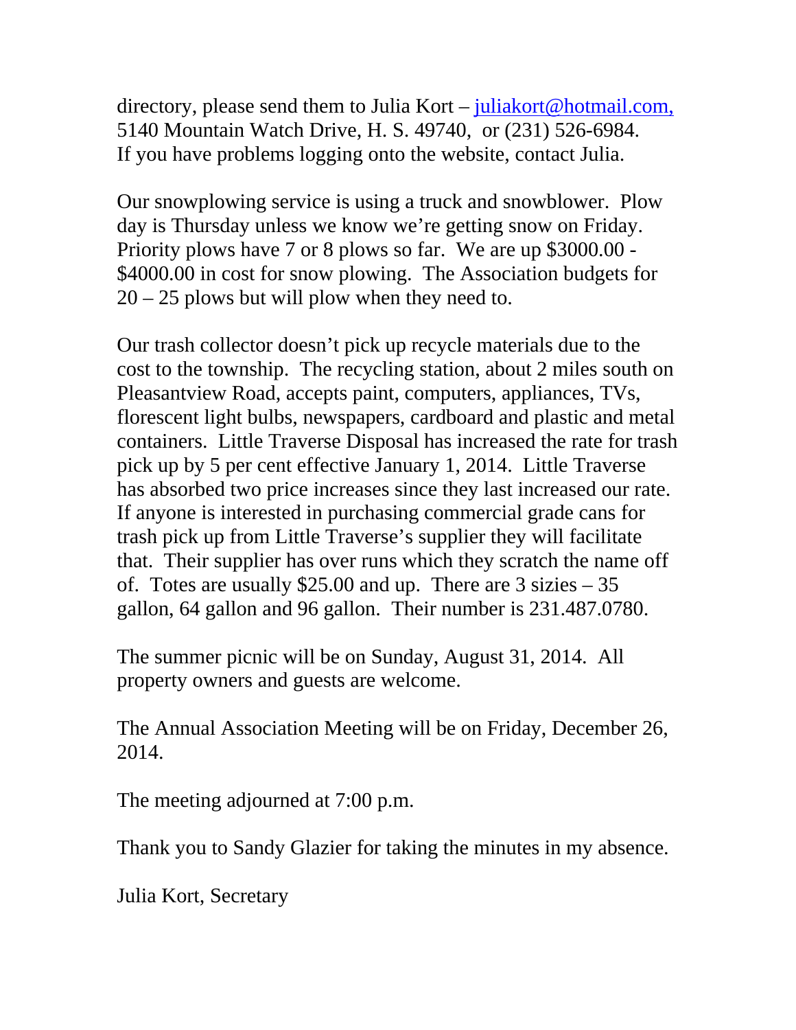directory, please send them to Julia Kort – juliakort@hotmail.com, 5140 Mountain Watch Drive, H. S. 49740, or (231) 526-6984. If you have problems logging onto the website, contact Julia.

Our snowplowing service is using a truck and snowblower. Plow day is Thursday unless we know we're getting snow on Friday. Priority plows have 7 or 8 plows so far. We are up $3000.00 - $4000.00 in cost for snow plowing. The Association budgets for 20 – 25 plows but will plow when they need to.

Our trash collector doesn't pick up recycle materials due to the cost to the township. The recycling station, about 2 miles south on Pleasantview Road, accepts paint, computers, appliances, TVs, florescent light bulbs, newspapers, cardboard and plastic and metal containers. Little Traverse Disposal has increased the rate for trash pick up by 5 per cent effective January 1, 2014. Little Traverse has absorbed two price increases since they last increased our rate. If anyone is interested in purchasing commercial grade cans for trash pick up from Little Traverse's supplier they will facilitate that. Their supplier has over runs which they scratch the name off of. Totes are usually $25.00 and up. There are 3 sizies – 35 gallon, 64 gallon and 96 gallon. Their number is 231.487.0780.

The summer picnic will be on Sunday, August 31, 2014. All property owners and guests are welcome.

The Annual Association Meeting will be on Friday, December 26, 2014.

The meeting adjourned at 7:00 p.m.

Thank you to Sandy Glazier for taking the minutes in my absence.

Julia Kort, Secretary